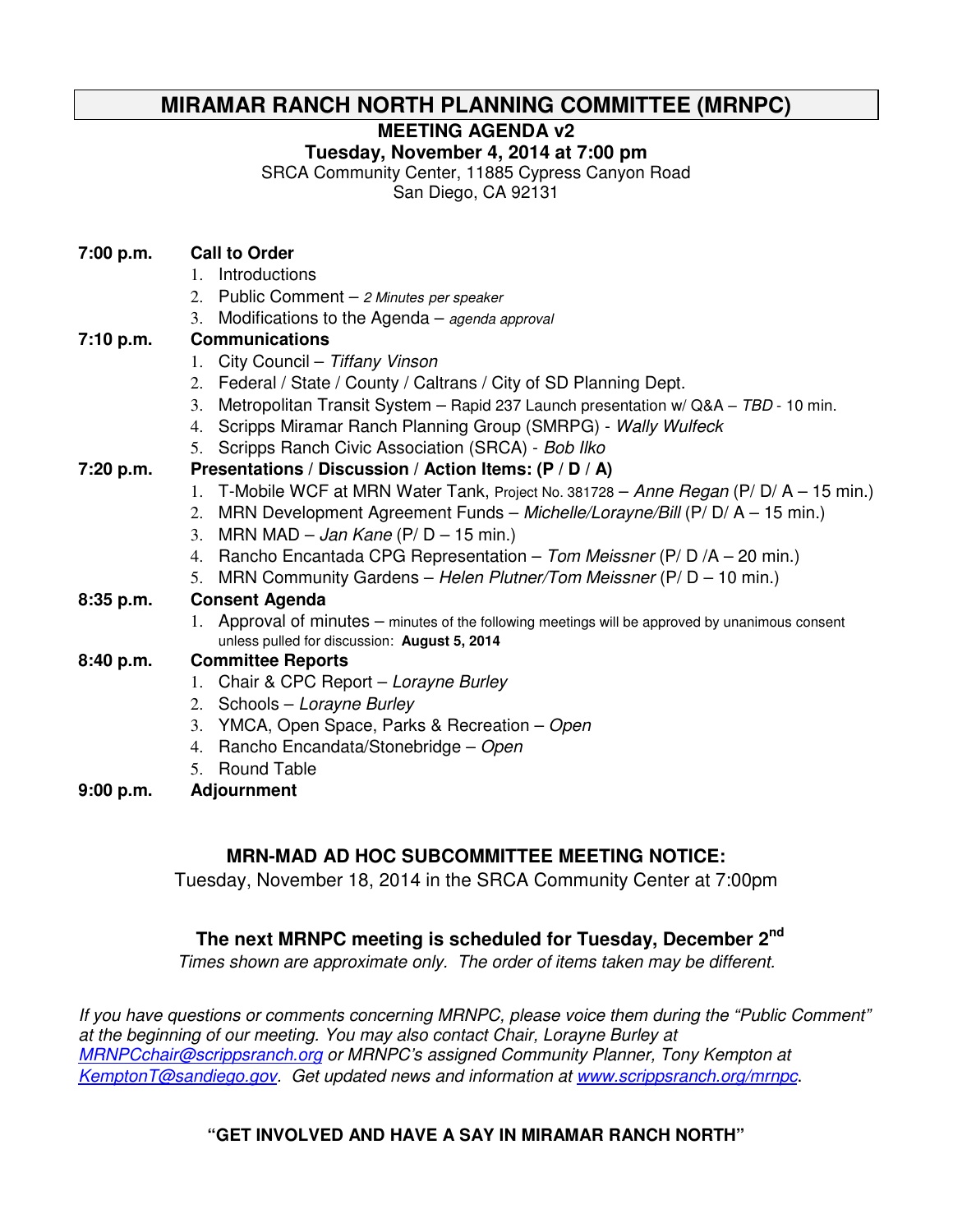# MIRAMAR RANCH NORTH PLANNING COMMITTEE (MRNPC)

## MEETING AGENDA v2

**Tuesday, November 4, 2014 at 7:00 pm**

SRCA Community Center, 11885 Cypress Canyon Road
San Diego, CA 92131

**7:00 p.m. Call to Order**

1. Introductions
2. Public Comment – *2 Minutes per speaker*
3. Modifications to the Agenda – *agenda approval*

**7:10 p.m. Communications**

1. City Council – *Tiffany Vinson*
2. Federal / State / County / Caltrans / City of SD Planning Dept.
3. Metropolitan Transit System – Rapid 237 Launch presentation w/ Q&A – *TBD* - 10 min.
4. Scripps Miramar Ranch Planning Group (SMRPG) - *Wally Wulfeck*
5. Scripps Ranch Civic Association (SRCA) - *Bob Ilko*

**7:20 p.m. Presentations / Discussion / Action Items: (P / D / A)**

1. T-Mobile WCF at MRN Water Tank, Project No. 381728 – *Anne Regan* (P/ D/ A – 15 min.)
2. MRN Development Agreement Funds – *Michelle/Lorayne/Bill* (P/ D/ A – 15 min.)
3. MRN MAD – *Jan Kane* (P/ D – 15 min.)
4. Rancho Encantada CPG Representation – *Tom Meissner* (P/ D /A – 20 min.)
5. MRN Community Gardens – *Helen Plutner/Tom Meissner* (P/ D – 10 min.)

**8:35 p.m. Consent Agenda**

1. Approval of minutes – minutes of the following meetings will be approved by unanimous consent unless pulled for discussion: **August 5, 2014**

**8:40 p.m. Committee Reports**

1. Chair & CPC Report – *Lorayne Burley*
2. Schools – *Lorayne Burley*
3. YMCA, Open Space, Parks & Recreation – *Open*
4. Rancho Encandata/Stonebridge – *Open*
5. Round Table

**9:00 p.m. Adjournment**

### MRN-MAD AD HOC SUBCOMMITTEE MEETING NOTICE:

Tuesday, November 18, 2014 in the SRCA Community Center at 7:00pm

### The next MRNPC meeting is scheduled for Tuesday, December 2nd

*Times shown are approximate only. The order of items taken may be different.*

*If you have questions or comments concerning MRNPC, please voice them during the "Public Comment" at the beginning of our meeting. You may also contact Chair, Lorayne Burley at MRNPCchair@scrippsranch.org or MRNPC's assigned Community Planner, Tony Kempton at KemptonT@sandiego.gov. Get updated news and information at www.scrippsranch.org/mrnpc.*

**"GET INVOLVED AND HAVE A SAY IN MIRAMAR RANCH NORTH"**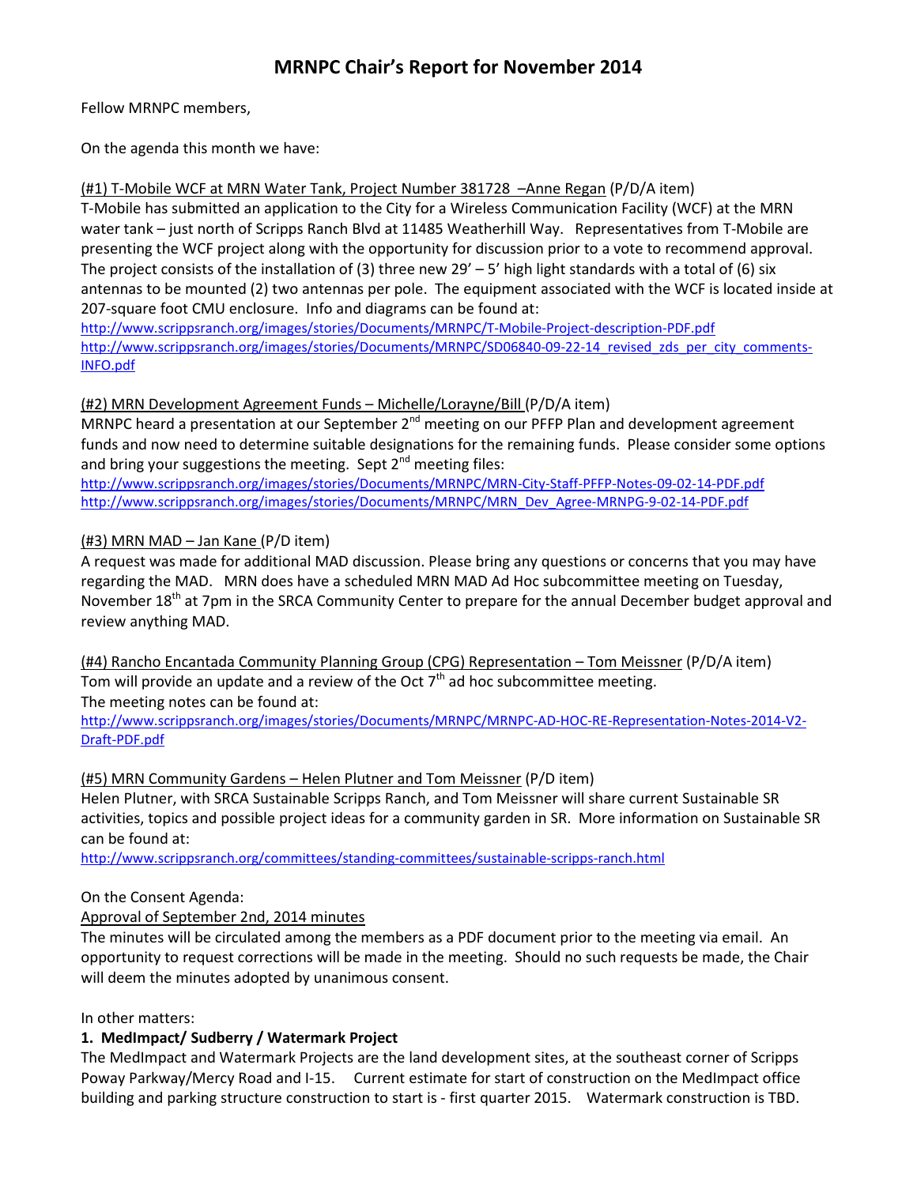# MRNPC Chair's Report for November 2014

Fellow MRNPC members,

On the agenda this month we have:

(#1) T-Mobile WCF at MRN Water Tank, Project Number 381728 –Anne Regan (P/D/A item)
T-Mobile has submitted an application to the City for a Wireless Communication Facility (WCF) at the MRN water tank – just north of Scripps Ranch Blvd at 11485 Weatherhill Way. Representatives from T-Mobile are presenting the WCF project along with the opportunity for discussion prior to a vote to recommend approval. The project consists of the installation of (3) three new 29' – 5' high light standards with a total of (6) six antennas to be mounted (2) two antennas per pole. The equipment associated with the WCF is located inside at 207-square foot CMU enclosure. Info and diagrams can be found at:
http://www.scrippsranch.org/images/stories/Documents/MRNPC/T-Mobile-Project-description-PDF.pdf
http://www.scrippsranch.org/images/stories/Documents/MRNPC/SD06840-09-22-14_revised_zds_per_city_comments-INFO.pdf

(#2) MRN Development Agreement Funds – Michelle/Lorayne/Bill (P/D/A item)
MRNPC heard a presentation at our September 2nd meeting on our PFFP Plan and development agreement funds and now need to determine suitable designations for the remaining funds. Please consider some options and bring your suggestions the meeting. Sept 2nd meeting files:
http://www.scrippsranch.org/images/stories/Documents/MRNPC/MRN-City-Staff-PFFP-Notes-09-02-14-PDF.pdf
http://www.scrippsranch.org/images/stories/Documents/MRNPC/MRN_Dev_Agree-MRNPG-9-02-14-PDF.pdf

(#3) MRN MAD – Jan Kane (P/D item)
A request was made for additional MAD discussion. Please bring any questions or concerns that you may have regarding the MAD. MRN does have a scheduled MRN MAD Ad Hoc subcommittee meeting on Tuesday, November 18th at 7pm in the SRCA Community Center to prepare for the annual December budget approval and review anything MAD.

(#4) Rancho Encantada Community Planning Group (CPG) Representation – Tom Meissner (P/D/A item)
Tom will provide an update and a review of the Oct 7th ad hoc subcommittee meeting.
The meeting notes can be found at:
http://www.scrippsranch.org/images/stories/Documents/MRNPC/MRNPC-AD-HOC-RE-Representation-Notes-2014-V2-Draft-PDF.pdf

(#5) MRN Community Gardens – Helen Plutner and Tom Meissner (P/D item)
Helen Plutner, with SRCA Sustainable Scripps Ranch, and Tom Meissner will share current Sustainable SR activities, topics and possible project ideas for a community garden in SR. More information on Sustainable SR can be found at:
http://www.scrippsranch.org/committees/standing-committees/sustainable-scripps-ranch.html

On the Consent Agenda:
Approval of September 2nd, 2014 minutes
The minutes will be circulated among the members as a PDF document prior to the meeting via email. An opportunity to request corrections will be made in the meeting. Should no such requests be made, the Chair will deem the minutes adopted by unanimous consent.

In other matters:

**1. MedImpact/ Sudberry / Watermark Project**
The MedImpact and Watermark Projects are the land development sites, at the southeast corner of Scripps Poway Parkway/Mercy Road and I-15. Current estimate for start of construction on the MedImpact office building and parking structure construction to start is - first quarter 2015. Watermark construction is TBD.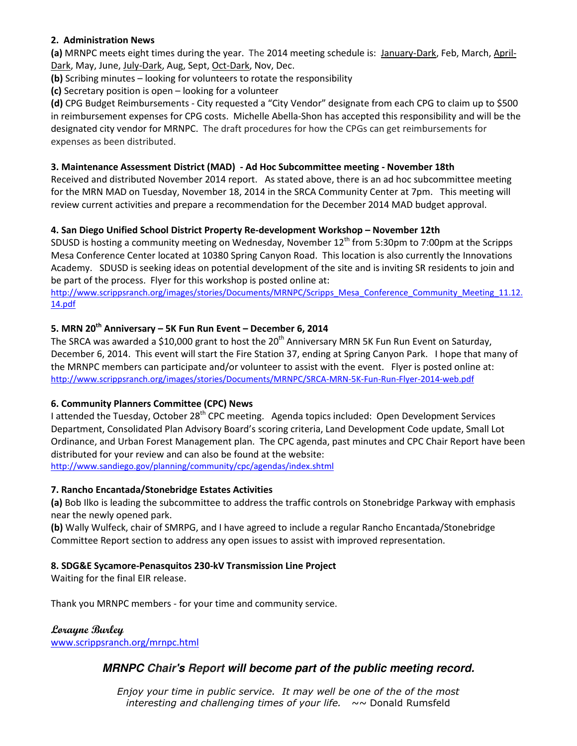**2. Administration News**

**(a)** MRNPC meets eight times during the year. The 2014 meeting schedule is: January-Dark, Feb, March, April-Dark, May, June, July-Dark, Aug, Sept, Oct-Dark, Nov, Dec.

**(b)** Scribing minutes – looking for volunteers to rotate the responsibility

**(c)** Secretary position is open – looking for a volunteer

**(d)** CPG Budget Reimbursements - City requested a "City Vendor" designate from each CPG to claim up to $500 in reimbursement expenses for CPG costs. Michelle Abella-Shon has accepted this responsibility and will be the designated city vendor for MRNPC. The draft procedures for how the CPGs can get reimbursements for expenses as been distributed.

**3. Maintenance Assessment District (MAD) - Ad Hoc Subcommittee meeting - November 18th**

Received and distributed November 2014 report. As stated above, there is an ad hoc subcommittee meeting for the MRN MAD on Tuesday, November 18, 2014 in the SRCA Community Center at 7pm. This meeting will review current activities and prepare a recommendation for the December 2014 MAD budget approval.

**4. San Diego Unified School District Property Re-development Workshop – November 12th**

SDUSD is hosting a community meeting on Wednesday, November 12th from 5:30pm to 7:00pm at the Scripps Mesa Conference Center located at 10380 Spring Canyon Road. This location is also currently the Innovations Academy. SDUSD is seeking ideas on potential development of the site and is inviting SR residents to join and be part of the process. Flyer for this workshop is posted online at:
http://www.scrippsranch.org/images/stories/Documents/MRNPC/Scripps_Mesa_Conference_Community_Meeting_11.12.14.pdf

**5. MRN 20th Anniversary – 5K Fun Run Event – December 6, 2014**

The SRCA was awarded a $10,000 grant to host the 20th Anniversary MRN 5K Fun Run Event on Saturday, December 6, 2014. This event will start the Fire Station 37, ending at Spring Canyon Park. I hope that many of the MRNPC members can participate and/or volunteer to assist with the event. Flyer is posted online at:
http://www.scrippsranch.org/images/stories/Documents/MRNPC/SRCA-MRN-5K-Fun-Run-Flyer-2014-web.pdf

**6. Community Planners Committee (CPC) News**

I attended the Tuesday, October 28th CPC meeting. Agenda topics included: Open Development Services Department, Consolidated Plan Advisory Board's scoring criteria, Land Development Code update, Small Lot Ordinance, and Urban Forest Management plan. The CPC agenda, past minutes and CPC Chair Report have been distributed for your review and can also be found at the website:
http://www.sandiego.gov/planning/community/cpc/agendas/index.shtml

**7. Rancho Encantada/Stonebridge Estates Activities**

**(a)** Bob Ilko is leading the subcommittee to address the traffic controls on Stonebridge Parkway with emphasis near the newly opened park.

**(b)** Wally Wulfeck, chair of SMRPG, and I have agreed to include a regular Rancho Encantada/Stonebridge Committee Report section to address any open issues to assist with improved representation.

**8. SDG&E Sycamore-Penasquitos 230-kV Transmission Line Project**

Waiting for the final EIR release.

Thank you MRNPC members - for your time and community service.

**Lorayne Burley**
www.scrippsranch.org/mrnpc.html

***MRNPC Chair's Report will become part of the public meeting record.***

*Enjoy your time in public service. It may well be one of the of the most interesting and challenging times of your life.* ~~ Donald Rumsfeld